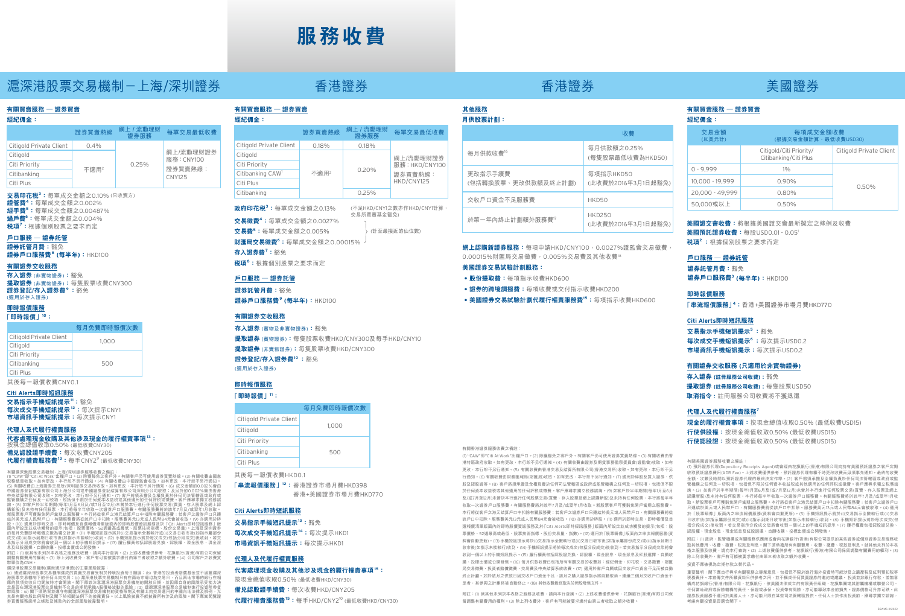# 服務收費

## 滬深股票交易機制－上海/深圳證券

### 有關買賣服務 — 證券買賣

**經紀佣金：**

| | 證券買賣熱線 | 網上 / 流動理財證券服務 | 每單交易最低收費 |
|---|---|---|---|
| Citigold Private Client | 0.4% | | 網上/流動理財證券服務：CNY100 證券買賣熱線：CNY125 |
| Citigold | 不適用[2] | 0.25% | |
| Citi Priority | | | |
| Citibanking | | | |
| Citi Plus | | | |

**交易印花稅[3]**：每單成交金額之0.10% (只收賣方)
**經管費[4]**：每單成交金額之0.002%
**經手費[5]**：每單成交金額之0.00487%
**過戶費[6]**：每單成交金額之0.004%
**稅項[7]**：根據個別股票之要求而定

### 戶口服務 — 證券託管

**證券託管月費**：豁免
**證券戶口服務費[8] (每半年)**：HKD100

### 有關證券交收服務

**存入證券** (非實物證券)：豁免
**提取證券** (非實物證券)：每隻股票收費CNY300
**證券登記/存入證券費[9]**：豁免
(適用於存入證券)

### 即時報價服務

「即時報價」[10]：

| | 每月免費即時報價次數 |
|---|---|
| Citigold Private Client | 1,000 |
| Citigold | |
| Citi Priority | 500 |
| Citibanking | |
| Citi Plus | |

其後每一報價收費CNY0.1

### Citi Alerts即時短訊服務

**交易指示手機短訊提示[11]**：豁免
**每次成交手機短訊提示[12]**：每次提示CNY1
**市場資訊手機短訊提示**：每次提示CNY1

### 代理人及代理行權服務

**代客處理現金收購及其他涉及現金的履行權責事項[13]**：
按現金價值收取0.50% (最低收費CNY30)
**備兌認股證手續費**：每次收費CNY205
**代理行權服務費[13]**：每手CNY2[9] (最低收費CNY30)

有關滬深股票交易機制－上海/深圳證券服務收費之備註：
(1) "CAW"即"Citi At Work"出糧戶口。(2) 除獲豁免之客戶外，有關客戶仍可使用證券買賣熱線。(3) 有關收費由國家稅務總局收取。如有更改，本行恕不另行通知。(4) 有關收費由中國證監會收取。如有更改，本行恕不另行通知。(5) 有關收費由上海證券交易所/深圳證券交易所收取。如有更改，本行恕不另行通知。(6) 成交金額的0.002%會由中國證券登記結算有限公司上海分公司或中國證券登記結算有限公司深圳分公司收取；及另外的0.002%會由香港中央結算有限公司收取。如有更改，本行恕不另行通知。(7) 客戶將須承擔及全權負責於任何司法管轄區或政府或監管機構之任何及一切稅項，包括但不限於任何資本收益稅或其他適用的任何評稅或徵費。客戶應尋求獨立稅務建議。(8) 如客戶在半年期間(每年1月至6月及/或7月至12月)未曾於本行進行任何股票交易(買賣、存入股票或轉入認購新股)及未持有任何股票，本行將每半年收取一次證券戶口服務費。有關服務費將於該年7月及/或翌年1月收取。如股票客戶可獲豁免開戶當期之服務費。本行將從客戶之港元結算戶口中扣除有關服務費；如客戶之證券戶口連結於美元或人民幣戶口，有關服務費將從該戶口中扣除。服務費美元13元或人民幣84元會被收取。(9) 亦適用於轉股。(10) 適用於即時交易，即時報價須在國輔價證券服務及於「Citi Alerts即時短訊服務」版面內所設定並成功觸發的提示(包括：股價變動、52週最高或最低、股票技術指標、股份交易量)。上述滬深訊息之實際收費，本行將於翌日以不同形式通知。(11) 手機短訊提示將於(i)交易指示手機短訊提示或(ii)指示到期日收市後(如指示屬部分成交或(iii)指示到期日收市後(如指示未能執行)收到。(12) 手機短訊提示將於每次成交(包括分段成交)後收到。若交易指示分段成交完成將會收到一個以上手機短訊提示。(13) 履行權責包括認股證兌換、認股權、現金股息、現金派息及紅股選擇、合併收購、按標出售、換標、按標出售及公開發售。
附註：(i) 就其他未列於本表格之服務及收費，請向本行查詢。(2) 上述收費僅供參考，花旗銀行(香港)有限公司保留調整有關費用的權利。(3) 除上列收費外，客戶有可能需要承擔付由第三者收取之額外收費。(4) 公司客戶之收費幣值為CNY。
滬深股票交易機制(滬港通/深港通)的主要風險披露：
(a) 透過滬深港股票交易機制購買或出售的證券受到於跨境投資者每日額度；(b) 香港的投資者賠償基金並不涵蓋滬深港股票交易機制下的任何北向交易；(c) 滬深港股票交易機制只有在兩地市場均為交易日、而且兩地市場的銀行在相應的款項交收日均開放時才會開放；聯交所擁有將暫停或限制可開放日期，並因應當局的國際性審慎應用、監管及法定要求而限制北向交易及/或將暫停或限制買賣其中之股票；(d) 已上市公司須遵守以證券交易所規例所規定的要求披露為條件可能會被收回；(e) 透過滬深港股票交易機制進行投資的投資者應注意滬深港股票交易機制對交易和資訊的限制；(f) 如下滬深股票須遵守有關滬深港股票交易機制的資格限制及對中國內地法律及規則，欠其有關限制及約束對下可能直接影響，並有可能受所作出其他限制所影響。以上風險披露不能披露所有涉及的風險。閣下應審閱相關業務章程的條款及條件與內容全部風險披露聲明。

## 香港證券

### 有關買賣服務 — 證券買賣

**經紀佣金：**

| | 證券買賣熱線 | 網上 / 流動理財證券服務 | 每單交易最低收費 |
|---|---|---|---|
| Citigold Private Client | 0.18% | 0.18% | 網上/流動理財證券服務：HKD/CNY100 證券買賣熱線：HKD/CNY125 |
| Citigold | 不適用[2] | 0.20% | |
| Citi Priority | | | |
| Citibanking CAW[1] | | | |
| Citi Plus | | | |
| Citibanking | | 0.25% | |

**政府印花稅[3]**：每單成交金額之0.13% (不足HKD/CNY1之數亦作HKD/CNY1計算，交易所買賣基金豁免)
**交易徵費[4]**：每單成交金額之0.0027%
**交易費[5]**：每單成交金額之0.005%
**財匯局交易徵費[6]**：每單成交金額之0.00015%
(計至最接近的仙位數)
**存入證券費[7]**：豁免
**稅項[8]**：根據個別股票之要求而定

### 戶口服務 — 證券託管

**證券託管月費**：豁免
**證券戶口服務費[9] (每半年)**：HKD100

### 有關證券交收服務

**存入證券** (實物及非實物證券)：豁免
**提取證券** (實物證券)：每隻股票收費HKD/CNY300及每手HKD/CNY10
**提取證券** (非實物證券)：每隻股票收費HKD/CNY300
**證券登記/存入證券費[10]**：豁免
(適用於存入證券)

### 即時報價服務

「即時報價」[11]：

| | 每月免費即時報價次數 |
|---|---|
| Citigold Private Client | 1,000 |
| Citigold | |
| Citi Priority | 500 |
| Citibanking | |
| Citi Plus | |

其後每一報價收費HKD0.1

「**串流報價服務**」[12]：香港證券市場月費HKD398
香港+美國證券市場月費HKD770

### Citi Alerts即時短訊服務

**交易指示手機短訊提示[13]**：豁免
**每次成交手機短訊提示[14]**：每次提示HKD1
**市場資訊手機短訊提示**：每次提示HKD1

### 代理人及代理行權服務

**代客處理現金收購及其他涉及現金的履行權責事項[15]**：
按現金價值收取0.50% (最低收費HKD/CNY30)
**備兌認股證手續費**：每次收費HKD/CNY205
**代理行權服務費[15]**：每手HKD/CNY2[10] (最低收費HKD/CNY30)

### 其他服務

**月供股票計劃：**

| | 收費 |
|---|---|
| 每月供款收費[16] | 每月供款額之0.25% (每宗股票最低收費為HKD50) |
| 更改指示手續費 (包括轉換股票、更改供款額及終止計劃) | 每項指示HKD50 (此收費於2016年3月1日起豁免) |
| 交收戶口資金不足服務費 | HKD50 |
| 於第一年內終止計劃額外服務費[17] | HKD250 (此收費於2016年3月1日起豁免) |

**網上認購新證券服務**：每項申請HKD/CNY100，0.0027%證監會交易徵費，0.00015%財匯局交易徵費，0.005%交易費及其他收費[18]

**美國證券交易試驗計劃服務：**
- **股份提取費**：每項指示收費HKD600
- **證券的跨境調撥費**：每項指示收費或交付指示收費HKD200
- **美國證券交易試驗計劃代履行權責服務費[15]**：每項指示收費HKD600

有關香港證券服務收費之備註：
(1) "CAW"即"Citi At Work"出糧戶口。(2) 除獲豁免之客戶外，有關客戶仍可使用證券買賣熱線。(3) 有關收費由香港稅務局收取。如有更改，本行恕不另行通知。(4) 有關收費由證券及期貨事務監察委員會(證監會)收取。如有更改，本行恕不另行通知。(5) 有關收費由香港交易及結算所有限公司(香港交易所)收取。如有更改，本行恕不另行通知。(6) 有關收費由財務匯報局(財匯局)收取。如有更改，本行恕不另行通知。(7) 適用於轉股及買入證券，供股及認股證等。(8) 客戶將須承擔及全權負責於任何司法管轄區或政府或監管機構之任何及一切稅項，包括但不限於任何資本收益稅或其他適用的任何評稅或徵費。客戶應尋求獨立稅務建議。(9) 如客戶在半年期間(每年1月至6月及/或7月至12月)未曾於本行進行任何股票交易(買賣、存入股票或轉入認購新股)及未持有任何股票，本行將每半年收取一次證券戶口服務費。有關服務費將於該年7月及/或翌年1月收取。如股票客戶可獲豁免開戶當期之服務費。本行將從客戶之港元結算戶口中扣除有關服務費；如客戶之證券戶口連結於美元或人民幣戶口，有關服務費將從該戶口中扣除。服務費美元13元或人民幣84元會被收取。(10) 亦適用於轉股。(11) 適用於即時交易，即時報價須在國輔價證券服務及於「Citi Alerts即時短訊服務」版面內所設定並成功觸發的提示(包括：股價變動、52週最高或最低、股票技術指標、股份交易量、指數)。(12) 適用於「股票報價」版面內之串流報價服務(實時收費有關條款)。(13) 手機短訊提示將於(i)交易指示手機短訊提示或(ii)指示到期日收市後(如指示屬部分成交或(iii)指示到期日收市後(如指示未能執行)收到。(14) 手機短訊提示將於每次成交(包括分段成交)後收到。若交易指示分段成交完成將會收到一個以上手機短訊提示。(15) 履行權責包括認股證兌換、認股權、現金股息、現金派息及紅股選擇、合併收購、按標出售、換標、按標出售及公開發售。(16) 每月供款收費已包括所有有關交易的收費如：經紀佣金、印花稅、交易徵費、財匯局交易徵費、投資者賠償徵費、交易費及中央結算系統收費。(17) 適用於客戶由開始月供股票計劃後首12個月內終止計劃。如於終止日之供款日前已送交終止計劃之指示，則於計劃終止前之最後一個月之供款將不會扣除。(18) 其他收費將按該股票發行人之招股說明書而定。
附註：(i) 就其他未列於本表格之服務及收費，請向本行查詢。(2) 上述收費僅供參考，花旗銀行(香港)有限公司保留調整有關費用的權利。(3) 除上列收費外，客戶有可能需要承擔付由第三者收取之額外收費。

## 美國證券

### 有關買賣服務 — 證券買賣

**經紀佣金：**

| 交易金額 (以美元計) | 每項成交金額收費 (根據交易金額計算，最低收費USD30) | |
|---|---|---|
| | Citigold/Citi Priority/ Citibanking/Citi Plus | Citigold Private Client |
| 0 - 9,999 | 1% | 0.50% |
| 10,000 - 19,999 | 0.90% | |
| 20,000 - 49,999 | 0.80% | |
| 50,000或以上 | 0.50% | |

**美國證交會收費**：將根據美國證交會最新擬定之條例及收費
**美國預託證券收費**：每股USD0.01 - 0.05[1]
**稅項[2]**：根據個別股票之要求而定

### 戶口服務 — 證券託管

**證券託管月費**：豁免
**證券戶口服務費[3] (每半年)**：HKD100

### 即時報價服務

「**串流報價服務**」[4]：香港+美國證券市場月費HKD770

### Citi Alerts即時短訊服務

**交易指示手機短訊提示[5]**：豁免
**每次成交手機短訊提示[6]**：每次提示USD0.2
**市場資訊手機短訊提示**：每次提示USD0.2

### 有關證券交收服務 (只適用於非實物證券)

**存入證券 (註冊服務公司收費)**：豁免
**提取證券 (註冊服務公司收費)**：每隻股票USD50
**取消指令**：註冊服務公司收費將不獲退還

### 代理人及代理行權服務[7]

**現金的履行權責事項**：按現金價值收取0.50% (最低收費USD15)
**行使供股權**：按現金價值收取0.50% (最低收費USD15)
**行使認股證**：按現金價值收取0.50% (最低收費USD15)

有關美國證券服務收費之備註：
(1) 預託證券代理(Depository Receipts Agent)或會經由花旗銀行(香港)有限公司向持有美國預託證券之客戶定期收取預託證券費用(ADR Fee)。上述收費僅供參考，預託證券代理有權不時更改收費而毋須事先通知。最終的收費金額，次數及時間以預託證券代理的最後決定作準。(2) 客戶將須承擔及全權負責於任何司法管轄區或政府或監管機構之任何及一切稅項，包括但不限於任何資本收益稅或其他適用的任何評稅或徵費。客戶應尋求獨立稅務建議。(3) 如客戶在半年期間(每年1月至6月及/或7月至12月)未曾於本行進行任何股票交易(買賣、存入股票或轉入認購新股)及未持有任何股票，本行將每半年收取一次證券戶口服務費。有關服務費將於該年7月及/或翌年1月收取。新股票客戶可獲豁免開戶當期之服務費。本行將從客戶之港元結算戶口中扣除有關服務費；如客戶之證券戶口連結於美元或人民幣戶口，有關服務費將從該戶口中扣除。服務費美元13元或人民幣84元會被收取。(4) 適用於「股票報價」版面內之串流報價服務(實時收費有關條款)。(5) 手機短訊提示將於(i)交易指示手機短訊提示或(ii)指示到期日收市後(如指示屬部分成交或(iii)指示到期日收市後(如指示未能執行)收到。(6) 手機短訊提示將於每次成交(包括分段成交)後收到。若交易指示分段成交完成將會收到一個以上手機短訊提示。(7) 履行權責包括認股證兌換、認股權、現金股息、現金派息及紅股選擇、合併收購、按標出售、換標、按標出售及公開發售。
附註：(1) 政府、監管機構或有關服務供應商或會向花旗銀行(香港)有限公司提供的某些證券或個別證券交易服務收取其他費用、收費、徵費、稅款及利息，閣下須承擔所有有關費用、收費、徵費、稅款及利息，就其他未列於本表格之服務及收費，請向本行查詢。(2) 上述收費僅供參考，花旗銀行(香港)有限公司保留調整有關費用的權利。(3) 除上列收費外，客戶有可能需要承擔付由第三者收取之額外收費。
投資不應被視為定期存款之替代品。
重要聲明：閣下應自行尋求有關稅務之專業意見，包括但不限於進行海外投資時可能涉及之遺產稅及任何預扣稅等稅務責任。本宣傳文件所載資料及意見，並不構成任何買賣證券的邀約或建議。投資並非銀行存款，並無受構成花旗銀行(香港)有限公司、花旗銀行、或其關連或其附屬機構或聯營公司。任何資料由於可能保障機構的責任，保證或承保。投資帶有風險，亦可能導致本金的損失。證券價格可升亦可跌，此證券投資服務不適用於美國人士，亦可能只限在某些司法管轄區提供。任何人士於作出投資前，應尋求獨立諮詢，考慮有關投資是否適合閣下。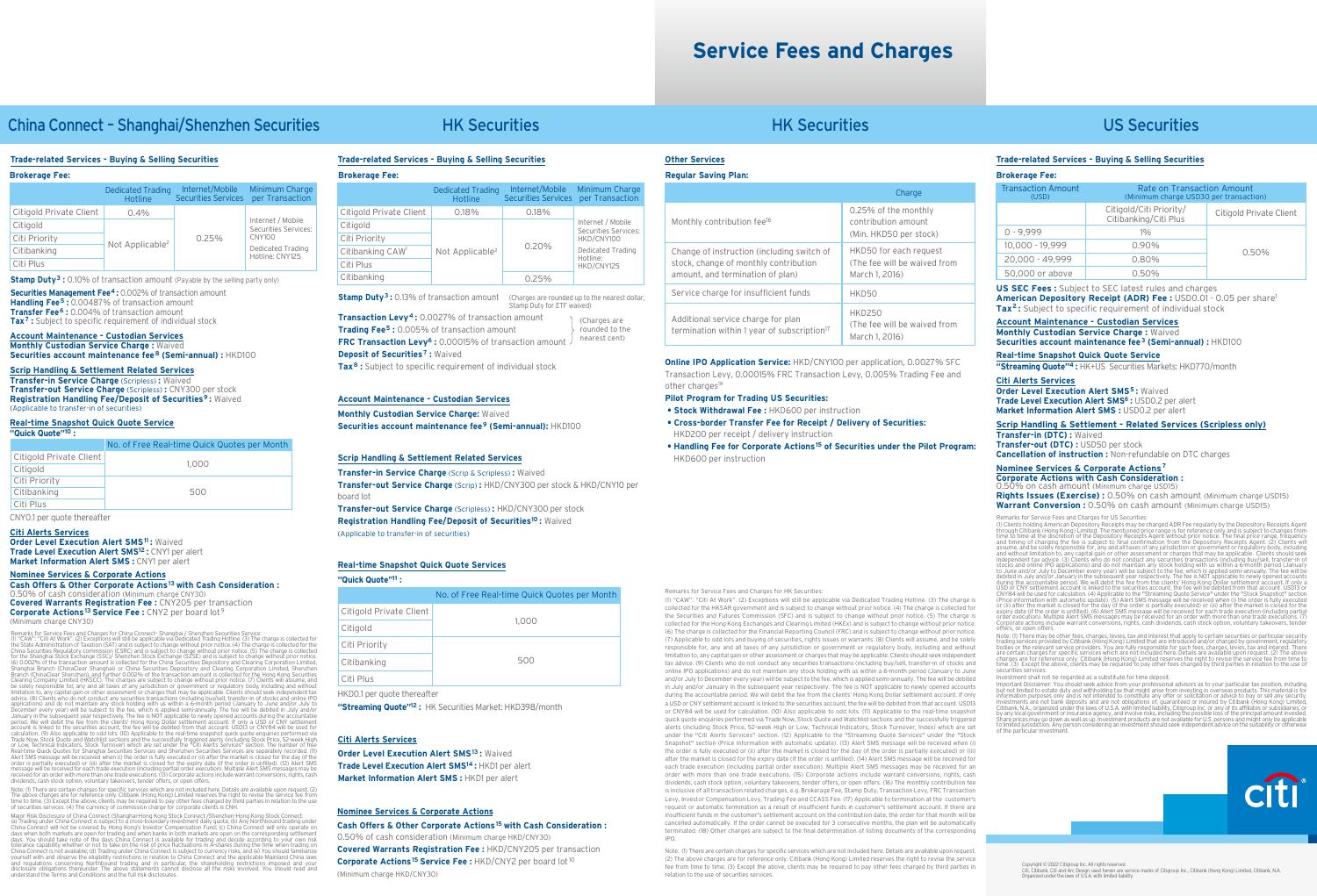# Service Fees and Charges

## China Connect – Shanghai/Shenzhen Securities

### Trade-related Services – Buying & Selling Securities

**Brokerage Fee:**

| | Dedicated Trading Hotline | Internet/Mobile Securities Services | Minimum Charge per Transaction |
|---|---|---|---|
| Citigold Private Client | 0.4% | | Internet / Mobile Securities Services: CNY100<br>Dedicated Trading Hotline: CNY125 |
| Citigold | Not Applicable[2] | 0.25% | |
| Citi Priority | | | |
| Citibanking | | | |
| Citi Plus | | | |

**Stamp Duty[3] :** 0.10% of transaction amount (Payable by the selling party only)

**Securities Management Fee[4] :** 0.002% of transaction amount
**Handling Fee[5] :** 0.00487% of transaction amount
**Transfer Fee[6] :** 0.004% of transaction amount
**Tax[7] :** Subject to specific requirement of individual stock

**Account Maintenance - Custodian Services**
**Monthly Custodian Service Charge :** Waived
**Securities account maintenance fee[8] (Semi-annual) :** HKD100

**Scrip Handling & Settlement Related Services**
**Transfer-in Service Charge** (Scripless) **:** Waived
**Transfer-out Service Charge** (Scripless) **:** CNY300 per stock
**Registration Handling Fee/Deposit of Securities[9] :** Waived
(Applicable to transfer-in of securities)

**Real-time Snapshot Quick Quote Service**
**"Quick Quote"[10] :**

| | No. of Free Real-time Quick Quotes per Month |
|---|---|
| Citigold Private Client | 1,000 |
| Citigold | |
| Citi Priority | 500 |
| Citibanking | |
| Citi Plus | |

CNY0.1 per quote thereafter

**Citi Alerts Services**
**Order Level Execution Alert SMS[11] :** Waived
**Trade Level Execution Alert SMS[12] :** CNY1 per alert
**Market Information Alert SMS :** CNY1 per alert

**Nominee Services & Corporate Actions**
**Cash Offers & Other Corporate Actions[13] with Cash Consideration :**
0.50% of cash consideration (Minimum charge CNY30)
**Covered Warrants Registration Fee :** CNY205 per transaction
**Corporate Actions[13] Service Fee :** CNY2 per board lot[9]
(Minimum charge CNY30)

Remarks for Service Fees and Charges for China Connect- Shanghai / Shenzhen Securities Service:
(1) "CAW": "Citi At Work". (2) Exceptions will still be applicable via Dedicated Trading Hotline. (3) The charge is collected for the State Administration of Taxation (SAT) and is subject to change without prior notice. (4) The charge is collected for the China Securities Regulatory commission (CSRC) and is subject to change without prior notice. (5) The charge is collected for the Shanghai Stock Exchange (SSE)/ Shenzhen Stock Exchange (SZSE) and is subject to change without prior notice. (6) 0.002% of the transaction amount is collected for the China Securities Depository and Clearing Corporation Limited, Shanghai Branch (ChinaClear Shanghai) or China Securities Depository and Clearing Corporation Limited, Shenzhen Branch (ChinaClear Shenzhen), and further 0.002% of the transaction amount is collected for the Hong Kong Securities Clearing Company Limited (HKSCC). The changes are subject to change without prior notice. (7) Clients will assume, and be solely responsible for, any and all taxes of any jurisdiction or government or regulatory body, including and without limitation to, any capital gain or other assessment or charges that may be applicable. Clients should seek independent tax advice. (8) Clients who do not conduct any securities transactions (including buy/sell, transfer-in of stocks and online IPO applications) and do not maintain any stock holding with us within a 6-month period (January to June and/or July to December every year) will be subject to the fee, which is applied semi-annually. The fee will be debited in July and/or January in the subsequent year respectively. The fee is NOT applicable to newly opened accounts during the accountable period. We will debit the fee from the clients' Hong Kong Dollar settlement account. If only a USD or CNY settlement account is linked to the securities account, the fee will be debited from that account. USD13 or CNY84 will be used for calculation. (9) Also applicable to odd lots. (10) Applicable to the real-time snapshot quick quote enquiries performed via Trade Now, Stock Quote and Watchlist sections and the successfully triggered alerts (including Stock Price, 52-week High or Low, Technical Indicators, Stock Turnover) which are set under the "Citi Alerts Services" section. The number of free Real-time Quick Quotes for Shanghai Securities Services and Shenzhen Securities Services are separately recorded. (11) Alert SMS message will be received when (i) the order is fully executed or (ii) after the market is closed for the day if the order is partially executed or (iii) after the market is closed for the expiry date (if the order is unfilled). (12) Alert SMS message will be received for each trade execution (including partial order execution). Multiple Alert SMS messages may be received for an order with more than one trade executions. (13) Corporate actions include warrant conversions, rights, cash dividends, cash stock option, voluntary takeovers, tender offers, or open offers.

Note: (1) There are certain charges for specific services which are not included here. Details are available upon request. (2) The above charges are for reference only. Citibank (Hong Kong) Limited reserves the right to revise the service fee from time to time. (3) Except the above, clients may be required to pay other fees charged by third parties in relation to the use of securities services. (4) The currency of commission charge for corporate clients is CNH.

Major Risk Disclosure of China Connect (Shanghai-Hong Kong Stock Connect /Shenzhen-Hong Kong Stock Connect:
(a) Trading under China Connect is subject to a cross-boundary investment daily quota; (b) Any Northbound trading under China Connect will not be covered by Hong Kong's Investor Compensation Fund; (c) China Connect will only operate on days when both markets are open for trading and when banks in both markets are open on the corresponding settlement days. You should take note of the days China Connect is available for trading and decide according to your own risk tolerance capability whether or not to take on the risk of price fluctuations in A-shares during the time when trading on China Connect is not available; (d) Trading under China Connect is subject to currency risks; and (e) You should familiarize yourself with and observe the eligibility restrictions in relation to China Connect and the applicable Mainland China laws and regulations concerning Northbound trading and in particular, the shareholding restrictions imposed and your disclosure obligations thereunder. The above statements cannot disclose all the risks involved. You should read and understand the Terms and Conditions and the full risk disclosures.

## HK Securities

### Trade-related Services – Buying & Selling Securities

**Brokerage Fee:**

| | Dedicated Trading Hotline | Internet/Mobile Securities Services | Minimum Charge per Transaction |
|---|---|---|---|
| Citigold Private Client | 0.18% | 0.18% | Internet / Mobile Securities Services: HKD/CNY100<br>Dedicated Trading Hotline: HKD/CNY125 |
| Citigold | Not Applicable[2] | 0.20% | |
| Citi Priority | | | |
| Citibanking CAW[1] | | | |
| Citi Plus | | | |
| Citibanking | | 0.25% | |

**Stamp Duty[3] :** 0.13% of transaction amount (Charges are rounded up to the nearest dollar, Stamp Duty for ETF waived)

**Transaction Levy[4] :** 0.0027% of transaction amount
**Trading Fee[5] :** 0.005% of transaction amount
**FRC Transaction Levy[6] :** 0.00015% of transaction amount
(Charges are rounded to the nearest cent)
**Deposit of Securities[7] :** Waived
**Tax[8] :** Subject to specific requirement of individual stock

**Account Maintenance - Custodian Services**
**Monthly Custodian Service Charge:** Waived
**Securities account maintenance fee[9] (Semi-annual):** HKD100

**Scrip Handling & Settlement Related Services**
**Transfer-in Service Charge** (Scrip & Scripless) **:** Waived
**Transfer-out Service Charge** (Scrip) **:** HKD/CNY300 per stock & HKD/CNY10 per board lot
**Transfer-out Service Charge** (Scripless) **:** HKD/CNY300 per stock
**Registration Handling Fee/Deposit of Securities[10] :** Waived
(Applicable to transfer-in of securities)

**Real-time Snapshot Quick Quote Services**
**"Quick Quote"[11] :**

| | No. of Free Real-time Quick Quotes per Month |
|---|---|
| Citigold Private Client | 1,000 |
| Citigold | |
| Citi Priority | 500 |
| Citibanking | |
| Citi Plus | |

HKD0.1 per quote thereafter

**"Streaming Quote"[12] :** HK Securities Market: HKD398/month

**Citi Alerts Services**
**Order Level Execution Alert SMS[13] :** Waived
**Trade Level Execution Alert SMS[14] :** HKD1 per alert
**Market Information Alert SMS :** HKD1 per alert

**Nominee Services & Corporate Actions**
**Cash Offers & Other Corporate Actions[15] with Cash Consideration :**
0.50% of cash consideration (Minimum charge HKD/CNY30)
**Covered Warrants Registration Fee :** HKD/CNY205 per transaction
**Corporate Actions[15] Service Fee :** HKD/CNY2 per board lot[10]
(Minimum charge HKD/CNY30)

### Other Services

**Regular Saving Plan:**

| | Charge |
|---|---|
| Monthly contribution fee[16] | 0.25% of the monthly contribution amount (Min. HKD50 per stock) |
| Change of instruction (including switch of stock, change of monthly contribution amount, and termination of plan) | HKD50 for each request (The fee will be waived from March 1, 2016) |
| Service charge for insufficient funds | HKD50 |
| Additional service charge for plan termination within 1 year of subscription[17] | HKD250 (The fee will be waived from March 1, 2016) |

**Online IPO Application Service:** HKD/CNY100 per application, 0.0027% SFC Transaction Levy, 0.00015% FRC Transaction Levy, 0.005% Trading Fee and other charges[18]

**Pilot Program for Trading US Securities:**
- **Stock Withdrawal Fee :** HKD600 per instruction
- **Cross-border Transfer Fee for Receipt / Delivery of Securities:** HKD200 per receipt / delivery instruction
- **Handling Fee for Corporate Actions[15] of Securities under the Pilot Program:** HKD600 per instruction

Remarks for Service Fees and Charges for HK Securities:
(1) "CAW": "Citi At Work". (2) Exceptions will still be applicable via Dedicated Trading Hotline. (3) The charge is collected for the HKSAR government and is subject to change without prior notice. (4) The charge is collected for the Securities and Futures Commission (SFC) and is subject to change without prior notice. (5) The charge is collected for the Hong Kong Exchanges and Clearing Limited (HKEx) and is subject to change without prior notice. (6) The charge is collected for the Financial Reporting Council (FRC) and is subject to change without prior notice. (7) Applicable to odd lots and buying of securities, rights issues or warrants. (8) Clients will assume, and be solely responsible for, any and all taxes of any jurisdiction or government or regulatory body, including and without limitation to, any capital gain or other assessment or charges that may be applicable. Clients should seek independent tax advice. (9) Clients who do not conduct any securities transactions (including buy/sell, transfer-in of stocks and online IPO applications) and do not maintain any stock holding with us within a 6-month period (January to June and/or July to December every year) will be subject to the fee, which is applied semi-annually. The fee will be debited in July and/or January in the subsequent year respectively. The fee is NOT applicable to newly opened accounts during the accountable period. We will debit the fee from the clients' Hong Kong Dollar settlement account. If only a USD or CNY settlement account is linked to the securities account, the fee will be debited from that account. USD13 or CNY84 will be used for calculation. (10) Also applicable to odd lots. (11) Applicable to the real-time snapshot quick quote enquiries performed via Trade Now, Stock Quote and Watchlist sections and the successfully triggered alerts (including Stock Price, 52-week High or Low, Technical Indicators, Stock Turnover, Index) which are set under the "Citi Alerts Services" section. (12) Applicable to the "Streaming Quote Services" under the "Stock Snapshot" section (Price information with automatic update). (13) Alert SMS message will be received when (i) the order is fully executed or (ii) after the market is closed for the day (if the order is partially executed) or (iii) after the market is closed for the expiry date (if the order is unfilled). (14) Alert SMS message will be received for each trade execution (including partial order execution). Multiple Alert SMS messages may be received for an order with more than one trade executions. (15) Corporate actions include warrant conversions, rights, cash dividends, cash stock option, voluntary takeovers, tender offers, or open offers. (16) The monthly contribution fee is inclusive of all transaction related charges, e.g. Brokerage Fee, Stamp Duty, Transaction Levy, FRC Transaction Levy, Investor Compensation Levy, Trading Fee and CCASS Fee. (17) Applicable to termination at the customer's request or automatic termination as a result of insufficient funds in customer's settlement account. If there are insufficient funds in the customer's settlement account on the contribution date, the order for that month will be cancelled automatically. If the order cannot be executed for 3 consecutive months, the plan will be automatically terminated. (18) Other charges are subject to the final determination of listing documents of the corresponding IPO.

Note: (1) There are certain charges for specific services which are not included here. Details are available upon request. (2) The above charges are for reference only. Citibank (Hong Kong) Limited reserves the right to revise the service fee from time to time. (3) Except the above, clients may be required to pay other fees charged by third parties in relation to the use of securities services.

## US Securities

### Trade-related Services – Buying & Selling Securities

**Brokerage Fee:**

| Transaction Amount (USD) | Rate on Transaction Amount (minimum charge USD30 per transaction) | |
|---|---|---|
| | Citigold/Citi Priority/ Citibanking/Citi Plus | Citigold Private Client |
| 0 - 9,999 | 1% | 0.50% |
| 10,000 - 19,999 | 0.90% | |
| 20,000 - 49,999 | 0.80% | |
| 50,000 or above | 0.50% | |

**US SEC Fees :** Subject to SEC latest rules and charges
**American Depository Receipt (ADR) Fee :** USD0.01 - 0.05 per share[1]
**Tax[2] :** Subject to specific requirement of individual stock

**Account Maintenance - Custodian Services**
**Monthly Custodian Service Charge :** Waived
**Securities account maintenance fee[3] (Semi-annual) :** HKD100

**Real-time Snapshot Quick Quote Service**
**"Streaming Quote"[4] :** HK+US Securities Markets: HKD770/month

**Citi Alerts Services**
**Order Level Execution Alert SMS[5] :** Waived
**Trade Level Execution Alert SMS[6] :** USD0.2 per alert
**Market Information Alert SMS :** USD0.2 per alert

**Scrip Handling & Settlement – Related Services (Scripless only)**
**Transfer-in (DTC) :** Waived
**Transfer-out (DTC) :** USD50 per stock
**Cancellation of instruction :** Non-refundable on DTC charges

**Nominee Services & Corporate Actions[7]**
**Corporate Actions with Cash Consideration :**
0.50% on cash amount (Minimum charge USD15)
**Rights Issues (Exercise) :** 0.50% on cash amount (Minimum charge USD15)
**Warrant Conversion :** 0.50% on cash amount (Minimum charge USD15)

Remarks for Service Fees and Charges for US Securities:
(1) Clients holding American Depository Receipts may be charged ADR Fee regularly by the Depository Receipts Agent through Citibank (Hong Kong) Limited. The mentioned price range is for reference only and is subject to changes from time to time at the discretion of the Depository Receipts Agent without prior notice. The final price range, frequency and timing of charging the fee is subject to final confirmation from the Depository Receipts Agent. (2) Clients will assume, and be solely responsible for, any and all taxes of any jurisdiction or government or regulatory body, including and without limitation to, any capital gain or other assessment or charges that may be applicable. Clients should seek independent tax advice. (3) Clients who do not conduct any securities transactions (including buy/sell, transfer-in of stocks and online IPO applications) and do not maintain any stock holding with us within a 6-month period (January to June and/or July to December every year) will be subject to the fee, which is applied semi-annually. The fee will be debited in July and/or January in the subsequent year respectively. The fee is NOT applicable to newly opened accounts during the accountable period. We will debit the fee from the clients' Hong Kong Dollar settlement account. If only a USD or CNY settlement account is linked to the securities account, the fee will be debited from that account. USD13 or CNY84 will be used for calculation. (4) Applicable to the "Streaming Quote Service" under the "Stock Snapshot" section (Price information with automatic update). (5) Alert SMS message will be received when (i) the order is fully executed or (ii) after the market is closed for the day (if the order is partially executed) or (iii) after the market is closed for the expiry date (if the order is unfilled). (6) Alert SMS message will be received for each trade execution (including partial order execution). Multiple Alert SMS messages may be received for an order with more than one trade executions. (7) Corporate actions include warrant conversions, rights, cash dividends, cash stock option, voluntary takeovers, tender offers, or open offers.

Note: (1) There may be other fees, charges, levies, tax and interest that apply to certain securities or particular security trading services provided by Citibank (Hong Kong) Limited that are introduced and/or charged by government, regulatory bodies or the relevant service providers. You are fully responsible for such fees, charges, levies, tax and interest. There are certain charges for specific services which are not included here. Details are available upon request. (2) The above charges are for reference only. Citibank (Hong Kong) Limited reserves the right to revise the service fee from time to time. (3) Except the above, clients may be required to pay other fees charged by third parties in relation to the use of securities services.

Investment shall not be regarded as a substitute for time deposit.

Important Disclaimer: You should seek advice from your professional advisors as to your particular tax position, including but not limited to estate duty and withholding tax that might arise from investing in overseas products. This material is for information purposes only and is not intended to constitute any offer or solicitation or advice to buy or sell any security. Investments are not bank deposits and are not obligations of, guaranteed or insured by Citibank (Hong Kong) Limited, Citibank, N.A., organized under the laws of U.S.A. with limited liability, Citigroup Inc. or any of its affiliates or subsidiaries, or by any local government or insurance agency, and involve risks, including the possible loss of the principal amount invested. Share prices may go down as well as up. Investment products are not available for U.S. persons and might only be applicable to limited jurisdiction. Any person considering an investment should seek independent advice on the suitability or otherwise of the particular investment.

Copyright © 2022 Citigroup Inc. All rights reserved.
Citi, Citibank, Citi and Arc Design used herein are service marks of Citigroup Inc., Citibank (Hong Kong) Limited, Citibank, N.A. Organized under the laws of U.S.A. with limited liability.